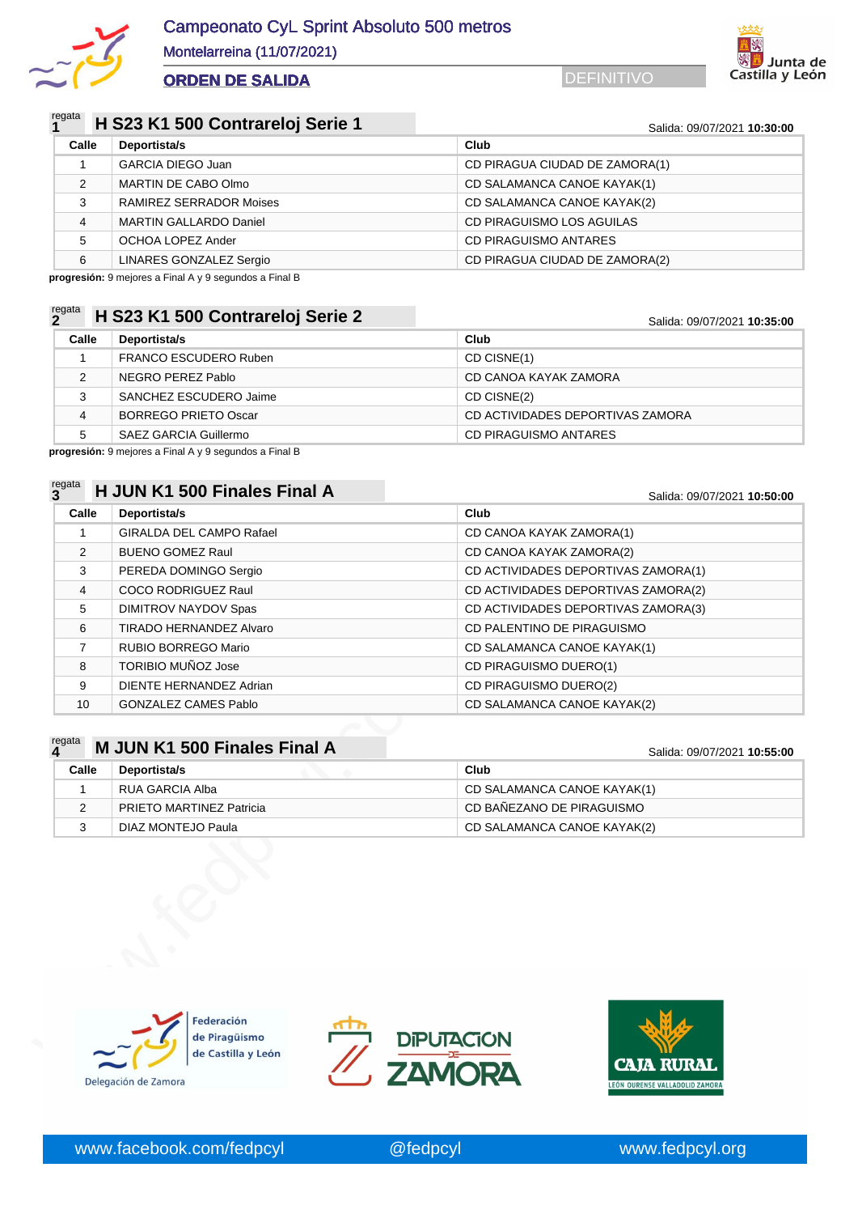# Campeonato CyL Sprint Absoluto 500 metros

Montelarreina (11/07/2021)

**ORDEN DE SALIDA**

DEFINITIVO

Junta de Castilla y León

## regata 1 — H S23 K1 500 Contrareloj Serie 1

Salida: 09/07/2021 **10:30:00**

| Calle | Deportista/s | Club |
|---|---|---|
| 1 | GARCIA DIEGO Juan | CD PIRAGUA CIUDAD DE ZAMORA(1) |
| 2 | MARTIN DE CABO Olmo | CD SALAMANCA CANOE KAYAK(1) |
| 3 | RAMIREZ SERRADOR Moises | CD SALAMANCA CANOE KAYAK(2) |
| 4 | MARTIN GALLARDO Daniel | CD PIRAGUISMO LOS AGUILAS |
| 5 | OCHOA LOPEZ Ander | CD PIRAGUISMO ANTARES |
| 6 | LINARES GONZALEZ Sergio | CD PIRAGUA CIUDAD DE ZAMORA(2) |

**progresión:** 9 mejores a Final A y 9 segundos a Final B

## regata 2 — H S23 K1 500 Contrareloj Serie 2

Salida: 09/07/2021 **10:35:00**

| Calle | Deportista/s | Club |
|---|---|---|
| 1 | FRANCO ESCUDERO Ruben | CD CISNE(1) |
| 2 | NEGRO PEREZ Pablo | CD CANOA KAYAK ZAMORA |
| 3 | SANCHEZ ESCUDERO Jaime | CD CISNE(2) |
| 4 | BORREGO PRIETO Oscar | CD ACTIVIDADES DEPORTIVAS ZAMORA |
| 5 | SAEZ GARCIA Guillermo | CD PIRAGUISMO ANTARES |

**progresión:** 9 mejores a Final A y 9 segundos a Final B

## regata 3 — H JUN K1 500 Finales Final A

Salida: 09/07/2021 **10:50:00**

| Calle | Deportista/s | Club |
|---|---|---|
| 1 | GIRALDA DEL CAMPO Rafael | CD CANOA KAYAK ZAMORA(1) |
| 2 | BUENO GOMEZ Raul | CD CANOA KAYAK ZAMORA(2) |
| 3 | PEREDA DOMINGO Sergio | CD ACTIVIDADES DEPORTIVAS ZAMORA(1) |
| 4 | COCO RODRIGUEZ Raul | CD ACTIVIDADES DEPORTIVAS ZAMORA(2) |
| 5 | DIMITROV NAYDOV Spas | CD ACTIVIDADES DEPORTIVAS ZAMORA(3) |
| 6 | TIRADO HERNANDEZ Alvaro | CD PALENTINO DE PIRAGUISMO |
| 7 | RUBIO BORREGO Mario | CD SALAMANCA CANOE KAYAK(1) |
| 8 | TORIBIO MUÑOZ Jose | CD PIRAGUISMO DUERO(1) |
| 9 | DIENTE HERNANDEZ Adrian | CD PIRAGUISMO DUERO(2) |
| 10 | GONZALEZ CAMES Pablo | CD SALAMANCA CANOE KAYAK(2) |

## regata 4 — M JUN K1 500 Finales Final A

Salida: 09/07/2021 **10:55:00**

| Calle | Deportista/s | Club |
|---|---|---|
| 1 | RUA GARCIA Alba | CD SALAMANCA CANOE KAYAK(1) |
| 2 | PRIETO MARTINEZ Patricia | CD BAÑEZANO DE PIRAGUISMO |
| 3 | DIAZ MONTEJO Paula | CD SALAMANCA CANOE KAYAK(2) |

Federación de Piragüismo de Castilla y León — Delegación de Zamora

DIPUTACIÓN DE ZAMORA

CAJA RURAL — LEÓN OURENSE VALLADOLID ZAMORA

www.facebook.com/fedpcyl @fedpcyl www.fedpcyl.org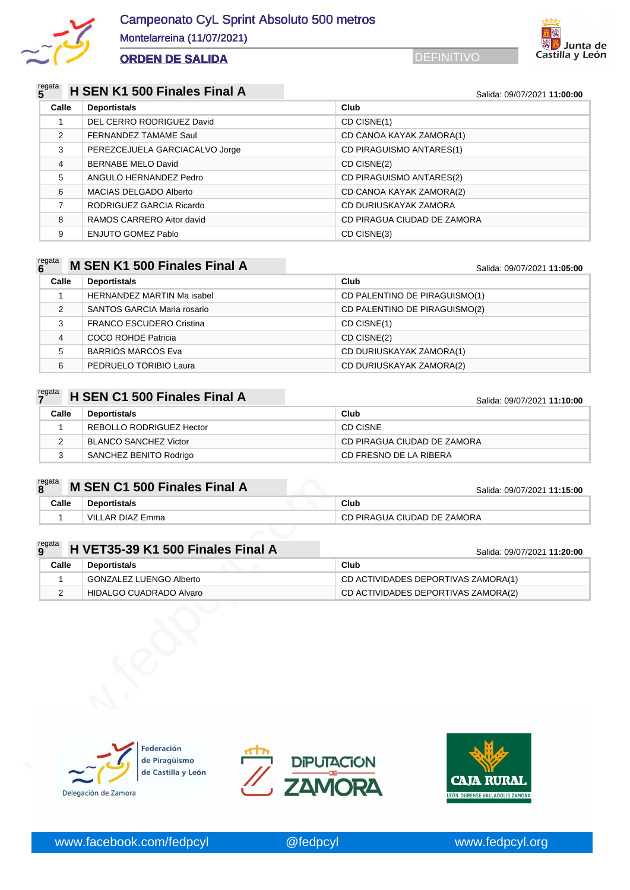# Campeonato CyL Sprint Absoluto 500 metros

Montelarreina (11/07/2021)

**ORDEN DE SALIDA**

DEFINITIVO

## regata 5 — H SEN K1 500 Finales Final A

Salida: 09/07/2021 **11:00:00**

| Calle | Deportista/s | Club |
|---|---|---|
| 1 | DEL CERRO RODRIGUEZ David | CD CISNE(1) |
| 2 | FERNANDEZ TAMAME Saul | CD CANOA KAYAK ZAMORA(1) |
| 3 | PEREZCEJUELA GARCIACALVO Jorge | CD PIRAGUISMO ANTARES(1) |
| 4 | BERNABE MELO David | CD CISNE(2) |
| 5 | ANGULO HERNANDEZ Pedro | CD PIRAGUISMO ANTARES(2) |
| 6 | MACIAS DELGADO Alberto | CD CANOA KAYAK ZAMORA(2) |
| 7 | RODRIGUEZ GARCIA Ricardo | CD DURIUSKAYAK ZAMORA |
| 8 | RAMOS CARRERO Aitor david | CD PIRAGUA CIUDAD DE ZAMORA |
| 9 | ENJUTO GOMEZ Pablo | CD CISNE(3) |

## regata 6 — M SEN K1 500 Finales Final A

Salida: 09/07/2021 **11:05:00**

| Calle | Deportista/s | Club |
|---|---|---|
| 1 | HERNANDEZ MARTIN Ma isabel | CD PALENTINO DE PIRAGUISMO(1) |
| 2 | SANTOS GARCIA Maria rosario | CD PALENTINO DE PIRAGUISMO(2) |
| 3 | FRANCO ESCUDERO Cristina | CD CISNE(1) |
| 4 | COCO ROHDE Patricia | CD CISNE(2) |
| 5 | BARRIOS MARCOS Eva | CD DURIUSKAYAK ZAMORA(1) |
| 6 | PEDRUELO TORIBIO Laura | CD DURIUSKAYAK ZAMORA(2) |

## regata 7 — H SEN C1 500 Finales Final A

Salida: 09/07/2021 **11:10:00**

| Calle | Deportista/s | Club |
|---|---|---|
| 1 | REBOLLO RODRIGUEZ Hector | CD CISNE |
| 2 | BLANCO SANCHEZ Victor | CD PIRAGUA CIUDAD DE ZAMORA |
| 3 | SANCHEZ BENITO Rodrigo | CD FRESNO DE LA RIBERA |

## regata 8 — M SEN C1 500 Finales Final A

Salida: 09/07/2021 **11:15:00**

| Calle | Deportista/s | Club |
|---|---|---|
| 1 | VILLAR DIAZ Emma | CD PIRAGUA CIUDAD DE ZAMORA |

## regata 9 — H VET35-39 K1 500 Finales Final A

Salida: 09/07/2021 **11:20:00**

| Calle | Deportista/s | Club |
|---|---|---|
| 1 | GONZALEZ LUENGO Alberto | CD ACTIVIDADES DEPORTIVAS ZAMORA(1) |
| 2 | HIDALGO CUADRADO Alvaro | CD ACTIVIDADES DEPORTIVAS ZAMORA(2) |

www.facebook.com/fedpcyl @fedpcyl www.fedpcyl.org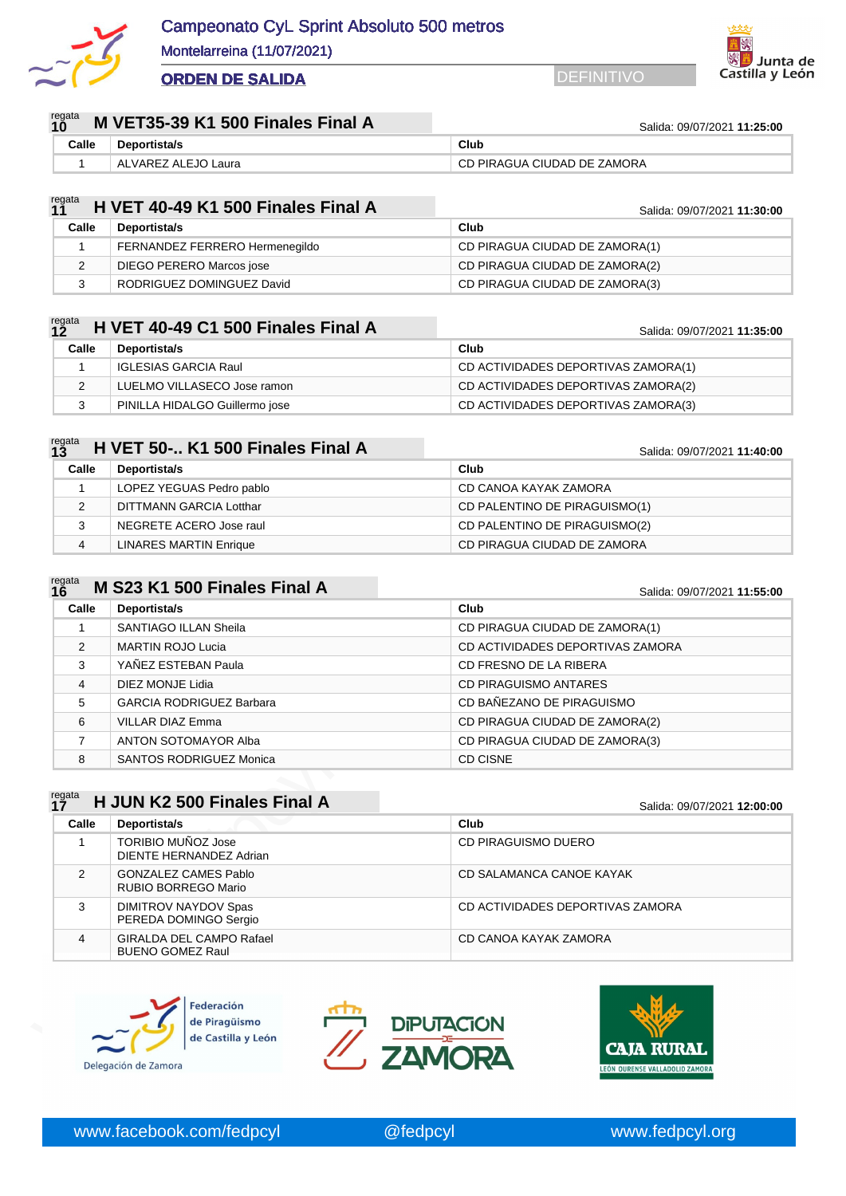# Campeonato CyL Sprint Absoluto 500 metros

Montelarreina (11/07/2021)

**ORDEN DE SALIDA**

DEFINITIVO

## regata 10 — M VET35-39 K1 500 Finales Final A

Salida: 09/07/2021 **11:25:00**

| Calle | Deportista/s | Club |
|---|---|---|
| 1 | ALVAREZ ALEJO Laura | CD PIRAGUA CIUDAD DE ZAMORA |

## regata 11 — H VET 40-49 K1 500 Finales Final A

Salida: 09/07/2021 **11:30:00**

| Calle | Deportista/s | Club |
|---|---|---|
| 1 | FERNANDEZ FERRERO Hermenegildo | CD PIRAGUA CIUDAD DE ZAMORA(1) |
| 2 | DIEGO PERERO Marcos jose | CD PIRAGUA CIUDAD DE ZAMORA(2) |
| 3 | RODRIGUEZ DOMINGUEZ David | CD PIRAGUA CIUDAD DE ZAMORA(3) |

## regata 12 — H VET 40-49 C1 500 Finales Final A

Salida: 09/07/2021 **11:35:00**

| Calle | Deportista/s | Club |
|---|---|---|
| 1 | IGLESIAS GARCIA Raul | CD ACTIVIDADES DEPORTIVAS ZAMORA(1) |
| 2 | LUELMO VILLASECO Jose ramon | CD ACTIVIDADES DEPORTIVAS ZAMORA(2) |
| 3 | PINILLA HIDALGO Guillermo jose | CD ACTIVIDADES DEPORTIVAS ZAMORA(3) |

## regata 13 — H VET 50-.. K1 500 Finales Final A

Salida: 09/07/2021 **11:40:00**

| Calle | Deportista/s | Club |
|---|---|---|
| 1 | LOPEZ YEGUAS Pedro pablo | CD CANOA KAYAK ZAMORA |
| 2 | DITTMANN GARCIA Lotthar | CD PALENTINO DE PIRAGUISMO(1) |
| 3 | NEGRETE ACERO Jose raul | CD PALENTINO DE PIRAGUISMO(2) |
| 4 | LINARES MARTIN Enrique | CD PIRAGUA CIUDAD DE ZAMORA |

## regata 16 — M S23 K1 500 Finales Final A

Salida: 09/07/2021 **11:55:00**

| Calle | Deportista/s | Club |
|---|---|---|
| 1 | SANTIAGO ILLAN Sheila | CD PIRAGUA CIUDAD DE ZAMORA(1) |
| 2 | MARTIN ROJO Lucia | CD ACTIVIDADES DEPORTIVAS ZAMORA |
| 3 | YAÑEZ ESTEBAN Paula | CD FRESNO DE LA RIBERA |
| 4 | DIEZ MONJE Lidia | CD PIRAGUISMO ANTARES |
| 5 | GARCIA RODRIGUEZ Barbara | CD BAÑEZANO DE PIRAGUISMO |
| 6 | VILLAR DIAZ Emma | CD PIRAGUA CIUDAD DE ZAMORA(2) |
| 7 | ANTON SOTOMAYOR Alba | CD PIRAGUA CIUDAD DE ZAMORA(3) |
| 8 | SANTOS RODRIGUEZ Monica | CD CISNE |

## regata 17 — H JUN K2 500 Finales Final A

Salida: 09/07/2021 **12:00:00**

| Calle | Deportista/s | Club |
|---|---|---|
| 1 | TORIBIO MUÑOZ Jose<br>DIENTE HERNANDEZ Adrian | CD PIRAGUISMO DUERO |
| 2 | GONZALEZ CAMES Pablo<br>RUBIO BORREGO Mario | CD SALAMANCA CANOE KAYAK |
| 3 | DIMITROV NAYDOV Spas<br>PEREDA DOMINGO Sergio | CD ACTIVIDADES DEPORTIVAS ZAMORA |
| 4 | GIRALDA DEL CAMPO Rafael<br>BUENO GOMEZ Raul | CD CANOA KAYAK ZAMORA |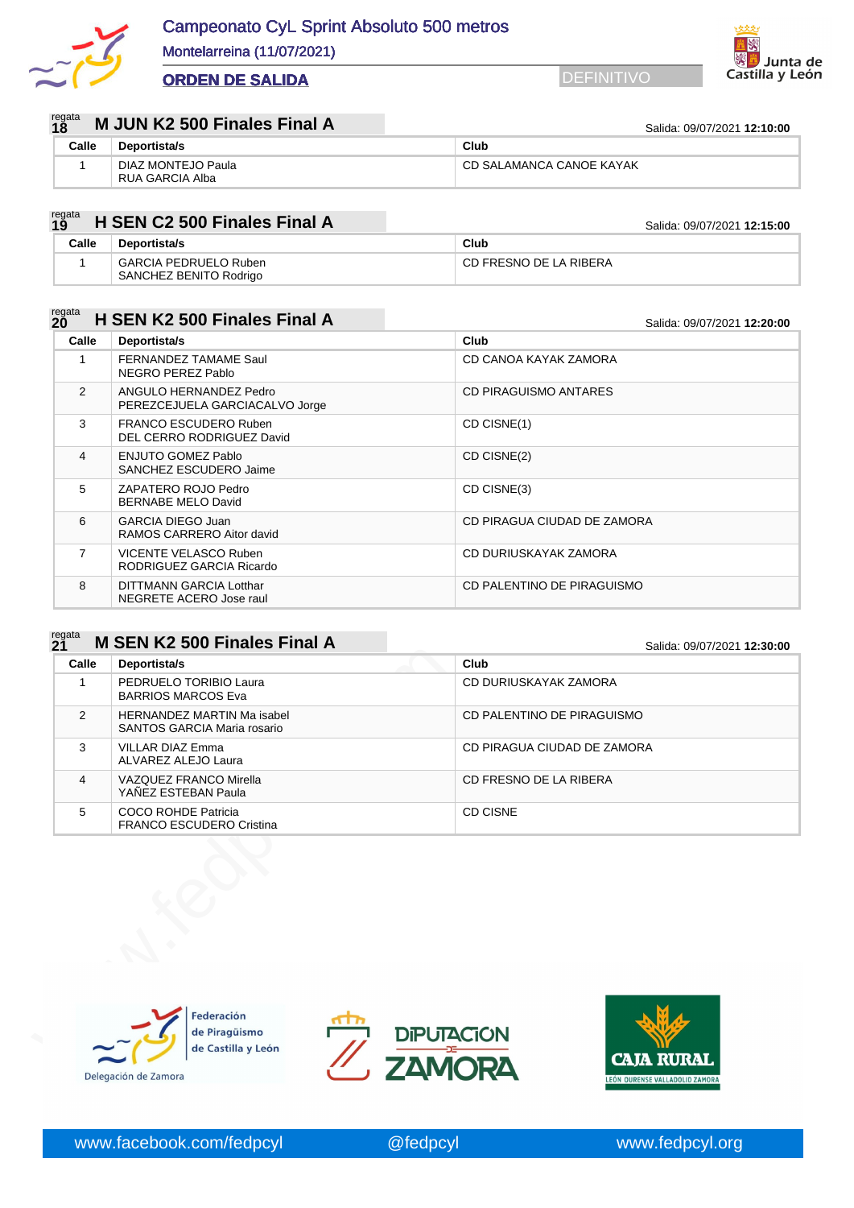# Campeonato CyL Sprint Absoluto 500 metros

Montelarreina (11/07/2021)

**ORDEN DE SALIDA** DEFINITIVO

## regata 18 — M JUN K2 500 Finales Final A

Salida: 09/07/2021 **12:10:00**

| Calle | Deportista/s | Club |
|---|---|---|
| 1 | DIAZ MONTEJO Paula<br>RUA GARCIA Alba | CD SALAMANCA CANOE KAYAK |

## regata 19 — H SEN C2 500 Finales Final A

Salida: 09/07/2021 **12:15:00**

| Calle | Deportista/s | Club |
|---|---|---|
| 1 | GARCIA PEDRUELO Ruben<br>SANCHEZ BENITO Rodrigo | CD FRESNO DE LA RIBERA |

## regata 20 — H SEN K2 500 Finales Final A

Salida: 09/07/2021 **12:20:00**

| Calle | Deportista/s | Club |
|---|---|---|
| 1 | FERNANDEZ TAMAME Saul<br>NEGRO PEREZ Pablo | CD CANOA KAYAK ZAMORA |
| 2 | ANGULO HERNANDEZ Pedro<br>PEREZCEJUELA GARCIACALVO Jorge | CD PIRAGUISMO ANTARES |
| 3 | FRANCO ESCUDERO Ruben<br>DEL CERRO RODRIGUEZ David | CD CISNE(1) |
| 4 | ENJUTO GOMEZ Pablo<br>SANCHEZ ESCUDERO Jaime | CD CISNE(2) |
| 5 | ZAPATERO ROJO Pedro<br>BERNABE MELO David | CD CISNE(3) |
| 6 | GARCIA DIEGO Juan<br>RAMOS CARRERO Aitor david | CD PIRAGUA CIUDAD DE ZAMORA |
| 7 | VICENTE VELASCO Ruben<br>RODRIGUEZ GARCIA Ricardo | CD DURIUSKAYAK ZAMORA |
| 8 | DITTMANN GARCIA Lotthar<br>NEGRETE ACERO Jose raul | CD PALENTINO DE PIRAGUISMO |

## regata 21 — M SEN K2 500 Finales Final A

Salida: 09/07/2021 **12:30:00**

| Calle | Deportista/s | Club |
|---|---|---|
| 1 | PEDRUELO TORIBIO Laura<br>BARRIOS MARCOS Eva | CD DURIUSKAYAK ZAMORA |
| 2 | HERNANDEZ MARTIN Ma isabel<br>SANTOS GARCIA Maria rosario | CD PALENTINO DE PIRAGUISMO |
| 3 | VILLAR DIAZ Emma<br>ALVAREZ ALEJO Laura | CD PIRAGUA CIUDAD DE ZAMORA |
| 4 | VAZQUEZ FRANCO Mirella<br>YAÑEZ ESTEBAN Paula | CD FRESNO DE LA RIBERA |
| 5 | COCO ROHDE Patricia<br>FRANCO ESCUDERO Cristina | CD CISNE |

www.facebook.com/fedpcyl @fedpcyl www.fedpcyl.org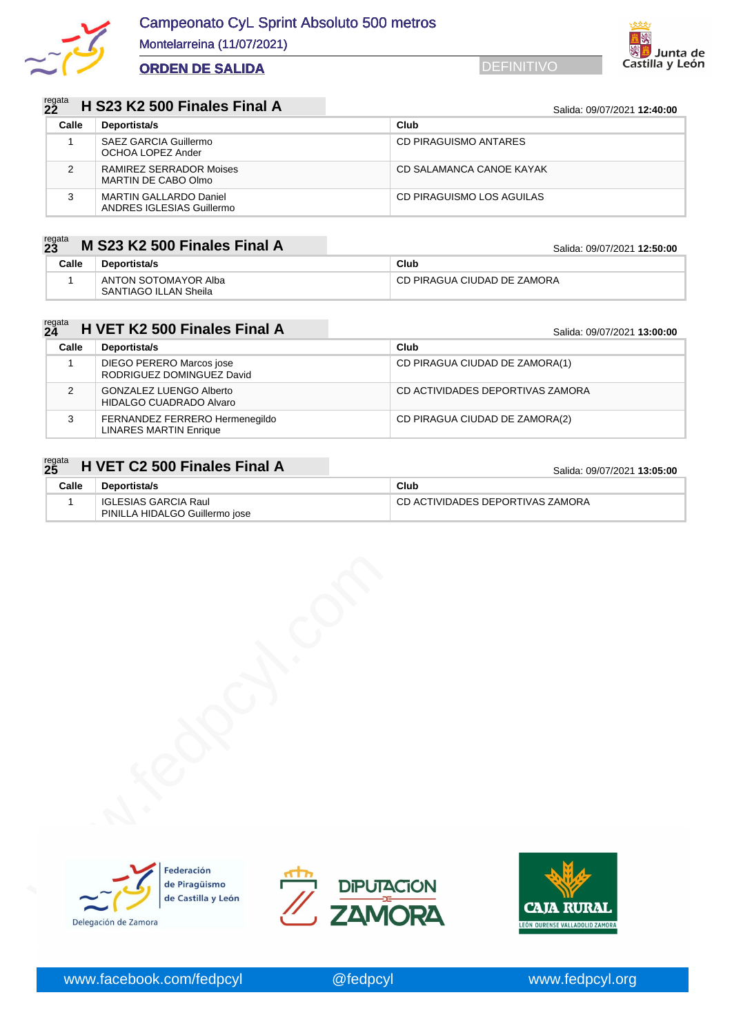## regata 22 H S23 K2 500 Finales Final A

Salida: 09/07/2021 **12:40:00**

| Calle | Deportista/s | Club |
|---|---|---|
| 1 | SAEZ GARCIA Guillermo<br>OCHOA LOPEZ Ander | CD PIRAGUISMO ANTARES |
| 2 | RAMIREZ SERRADOR Moises<br>MARTIN DE CABO Olmo | CD SALAMANCA CANOE KAYAK |
| 3 | MARTIN GALLARDO Daniel<br>ANDRES IGLESIAS Guillermo | CD PIRAGUISMO LOS AGUILAS |

## regata 23 M S23 K2 500 Finales Final A

Salida: 09/07/2021 **12:50:00**

| Calle | Deportista/s | Club |
|---|---|---|
| 1 | ANTON SOTOMAYOR Alba<br>SANTIAGO ILLAN Sheila | CD PIRAGUA CIUDAD DE ZAMORA |

## regata 24 H VET K2 500 Finales Final A

Salida: 09/07/2021 **13:00:00**

| Calle | Deportista/s | Club |
|---|---|---|
| 1 | DIEGO PERERO Marcos jose<br>RODRIGUEZ DOMINGUEZ David | CD PIRAGUA CIUDAD DE ZAMORA(1) |
| 2 | GONZALEZ LUENGO Alberto<br>HIDALGO CUADRADO Alvaro | CD ACTIVIDADES DEPORTIVAS ZAMORA |
| 3 | FERNANDEZ FERRERO Hermenegildo<br>LINARES MARTIN Enrique | CD PIRAGUA CIUDAD DE ZAMORA(2) |

## regata 25 H VET C2 500 Finales Final A

Salida: 09/07/2021 **13:05:00**

| Calle | Deportista/s | Club |
|---|---|---|
| 1 | IGLESIAS GARCIA Raul<br>PINILLA HIDALGO Guillermo jose | CD ACTIVIDADES DEPORTIVAS ZAMORA |